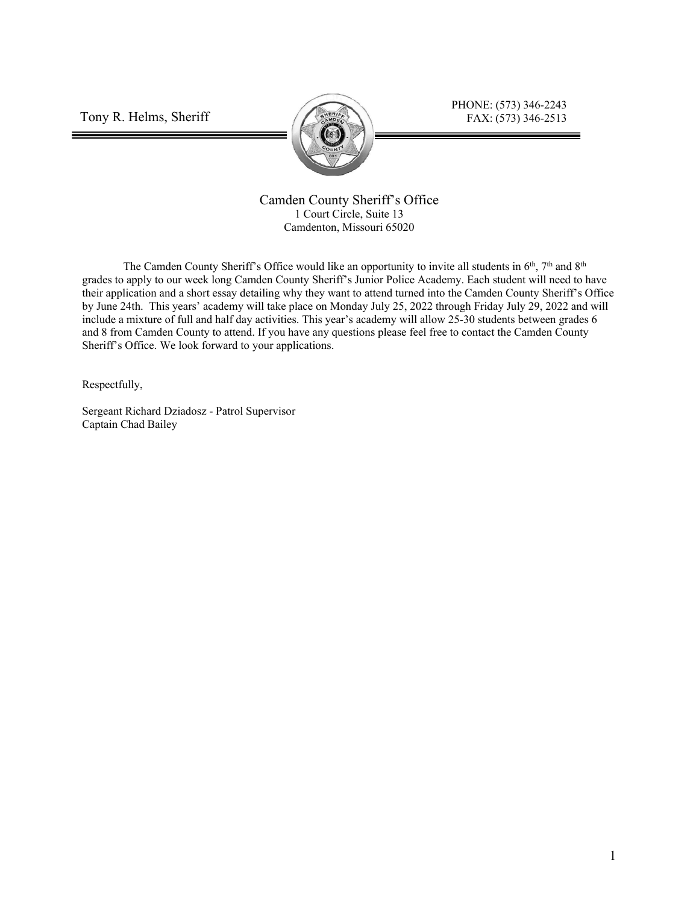Tony R. Helms, Sheriff

PHONE: (573) 346-2243
FAX: (573) 346-2513

Camden County Sheriff's Office
1 Court Circle, Suite 13
Camdenton, Missouri 65020

The Camden County Sheriff's Office would like an opportunity to invite all students in 6th, 7th and 8th grades to apply to our week long Camden County Sheriff's Junior Police Academy. Each student will need to have their application and a short essay detailing why they want to attend turned into the Camden County Sheriff's Office by June 24th. This years' academy will take place on Monday July 25, 2022 through Friday July 29, 2022 and will include a mixture of full and half day activities. This year's academy will allow 25-30 students between grades 6 and 8 from Camden County to attend. If you have any questions please feel free to contact the Camden County Sheriff's Office. We look forward to your applications.

Respectfully,

Sergeant Richard Dziadosz - Patrol Supervisor
Captain Chad Bailey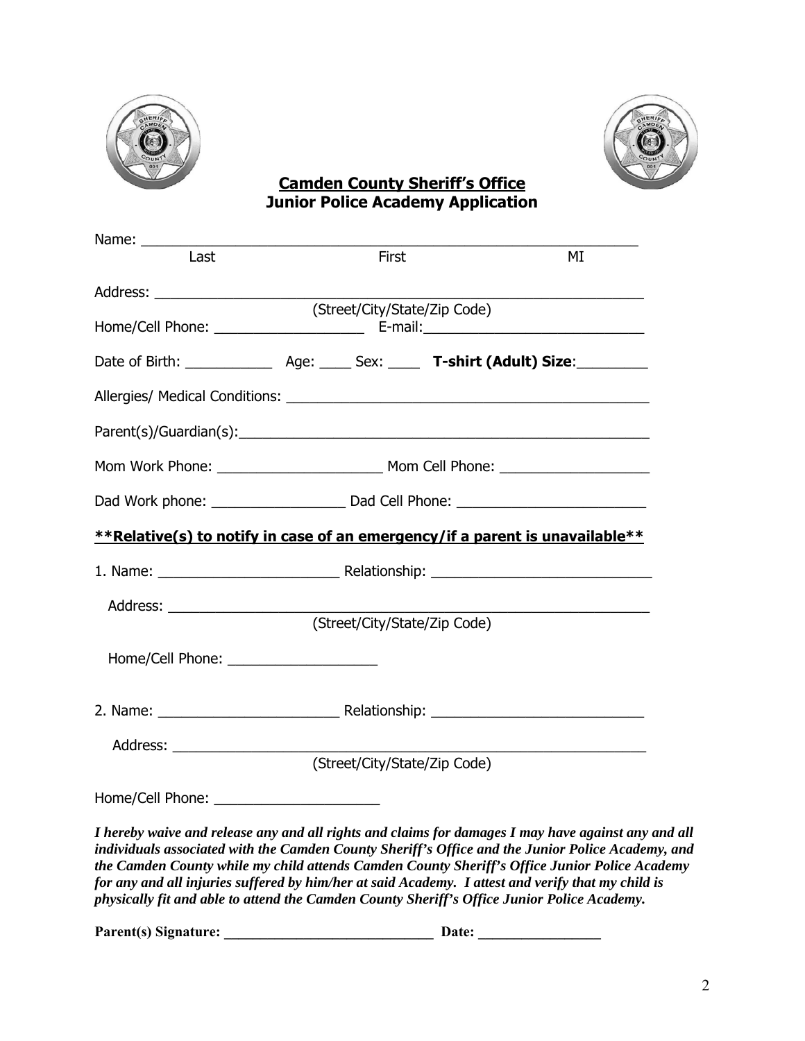**Camden County Sheriff's Office**
**Junior Police Academy Application**

Name: ________________________________________________________________
Last First MI

Address: ______________________________________________________________
(Street/City/State/Zip Code)

Home/Cell Phone: ___________________ E-mail:____________________________

Date of Birth: ___________ Age: ____ Sex: ____ **T-shirt (Adult) Size**:_________

Allergies/ Medical Conditions: ______________________________________________

Parent(s)/Guardian(s):____________________________________________________

Mom Work Phone: _____________________ Mom Cell Phone: ___________________

Dad Work phone: _________________ Dad Cell Phone: ________________________

**\*\*Relative(s) to notify in case of an emergency/if a parent is unavailable\*\***

1. Name: _______________________ Relationship: ___________________________

   Address: ____________________________________________________________
   (Street/City/State/Zip Code)

   Home/Cell Phone: ___________________

2. Name: _______________________ Relationship: ___________________________

   Address: ____________________________________________________________
   (Street/City/State/Zip Code)

Home/Cell Phone: _____________________

***I hereby waive and release any and all rights and claims for damages I may have against any and all individuals associated with the Camden County Sheriff's Office and the Junior Police Academy, and the Camden County while my child attends Camden County Sheriff's Office Junior Police Academy for any and all injuries suffered by him/her at said Academy. I attest and verify that my child is physically fit and able to attend the Camden County Sheriff's Office Junior Police Academy.***

**Parent(s) Signature: _____________________________ Date: ________________**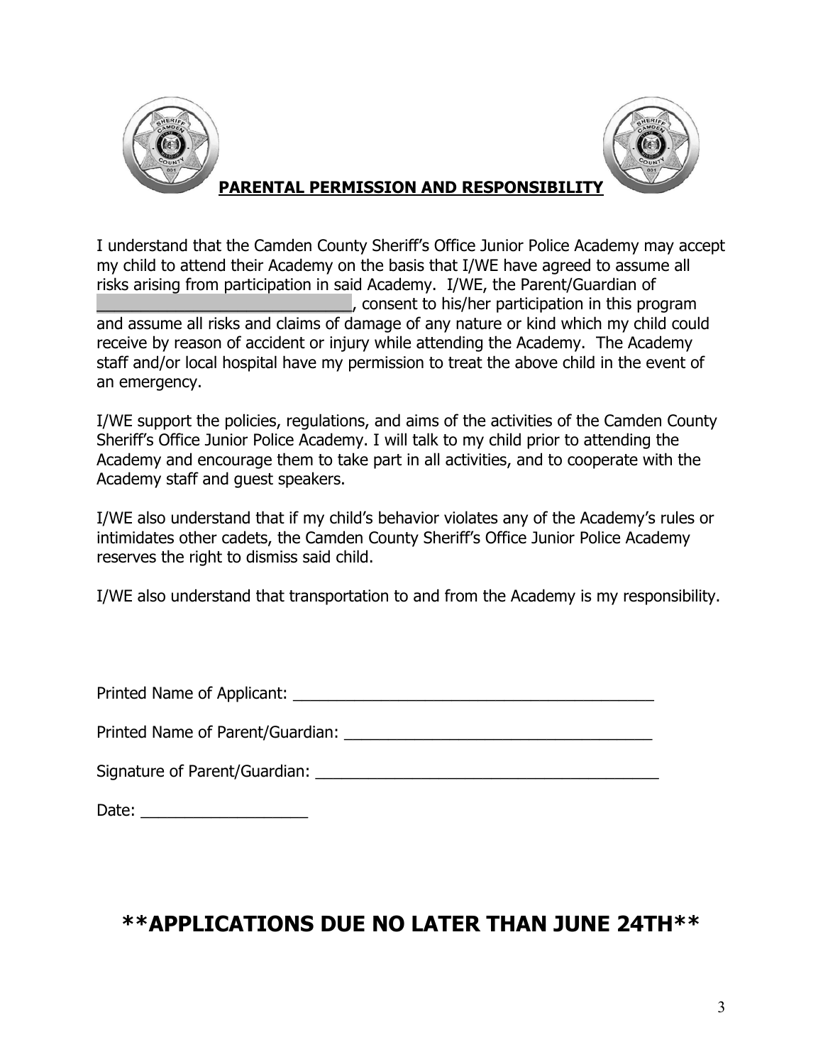## PARENTAL PERMISSION AND RESPONSIBILITY

I understand that the Camden County Sheriff's Office Junior Police Academy may accept my child to attend their Academy on the basis that I/WE have agreed to assume all risks arising from participation in said Academy. I/WE, the Parent/Guardian of ______________________________, consent to his/her participation in this program and assume all risks and claims of damage of any nature or kind which my child could receive by reason of accident or injury while attending the Academy. The Academy staff and/or local hospital have my permission to treat the above child in the event of an emergency.

I/WE support the policies, regulations, and aims of the activities of the Camden County Sheriff's Office Junior Police Academy. I will talk to my child prior to attending the Academy and encourage them to take part in all activities, and to cooperate with the Academy staff and guest speakers.

I/WE also understand that if my child's behavior violates any of the Academy's rules or intimidates other cadets, the Camden County Sheriff's Office Junior Police Academy reserves the right to dismiss said child.

I/WE also understand that transportation to and from the Academy is my responsibility.

Printed Name of Applicant: ___________________________________________

Printed Name of Parent/Guardian: ____________________________________

Signature of Parent/Guardian: ________________________________________

Date: ___________________

## **APPLICATIONS DUE NO LATER THAN JUNE 24TH**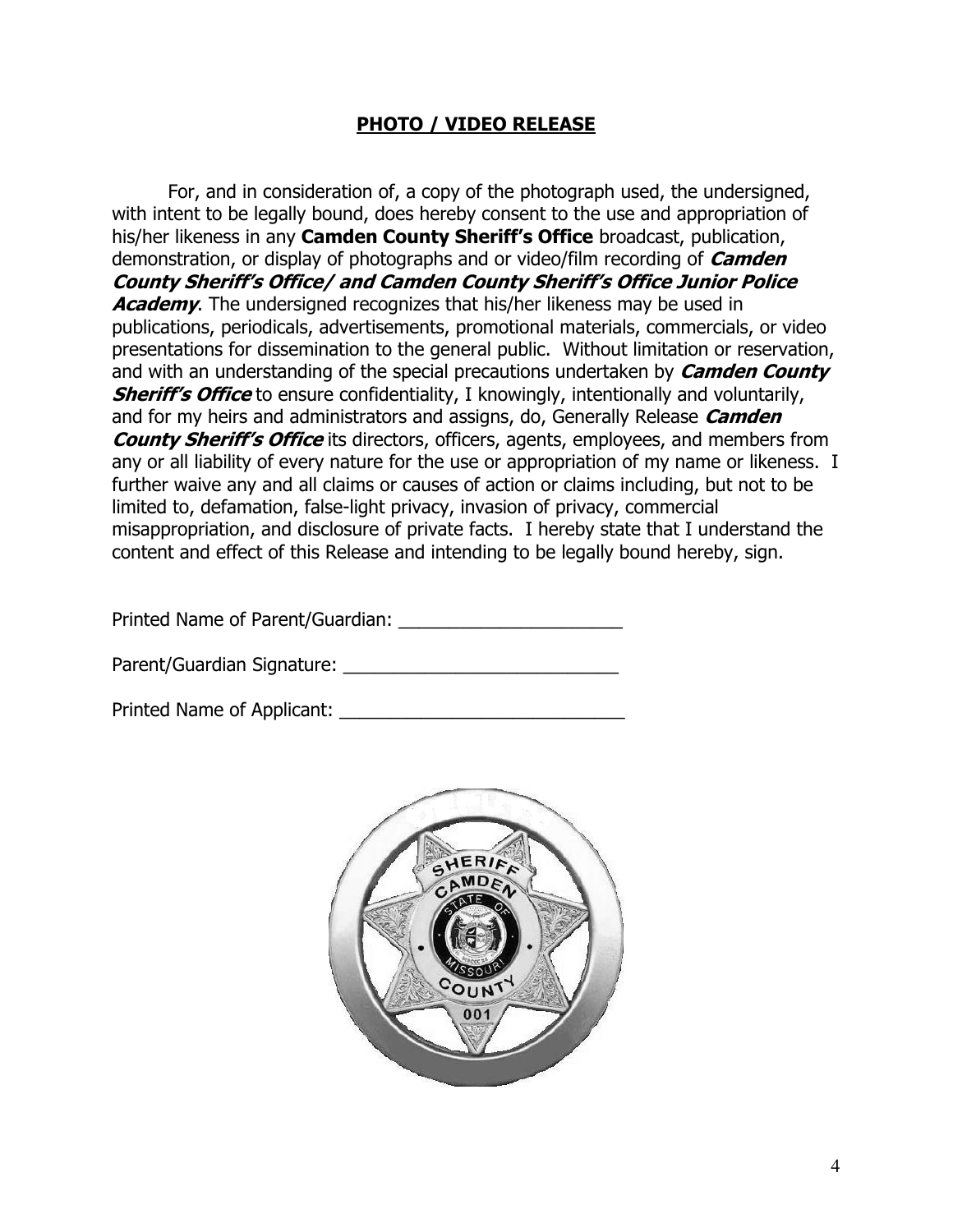## **PHOTO / VIDEO RELEASE**

For, and in consideration of, a copy of the photograph used, the undersigned, with intent to be legally bound, does hereby consent to the use and appropriation of his/her likeness in any **Camden County Sheriff's Office** broadcast, publication, demonstration, or display of photographs and or video/film recording of ***Camden County Sheriff's Office/ and Camden County Sheriff's Office Junior Police Academy***. The undersigned recognizes that his/her likeness may be used in publications, periodicals, advertisements, promotional materials, commercials, or video presentations for dissemination to the general public. Without limitation or reservation, and with an understanding of the special precautions undertaken by ***Camden County Sheriff's Office*** to ensure confidentiality, I knowingly, intentionally and voluntarily, and for my heirs and administrators and assigns, do, Generally Release ***Camden County Sheriff's Office*** its directors, officers, agents, employees, and members from any or all liability of every nature for the use or appropriation of my name or likeness. I further waive any and all claims or causes of action or claims including, but not to be limited to, defamation, false-light privacy, invasion of privacy, commercial misappropriation, and disclosure of private facts. I hereby state that I understand the content and effect of this Release and intending to be legally bound hereby, sign.

Printed Name of Parent/Guardian: ______________________

Parent/Guardian Signature: ___________________________

Printed Name of Applicant: ____________________________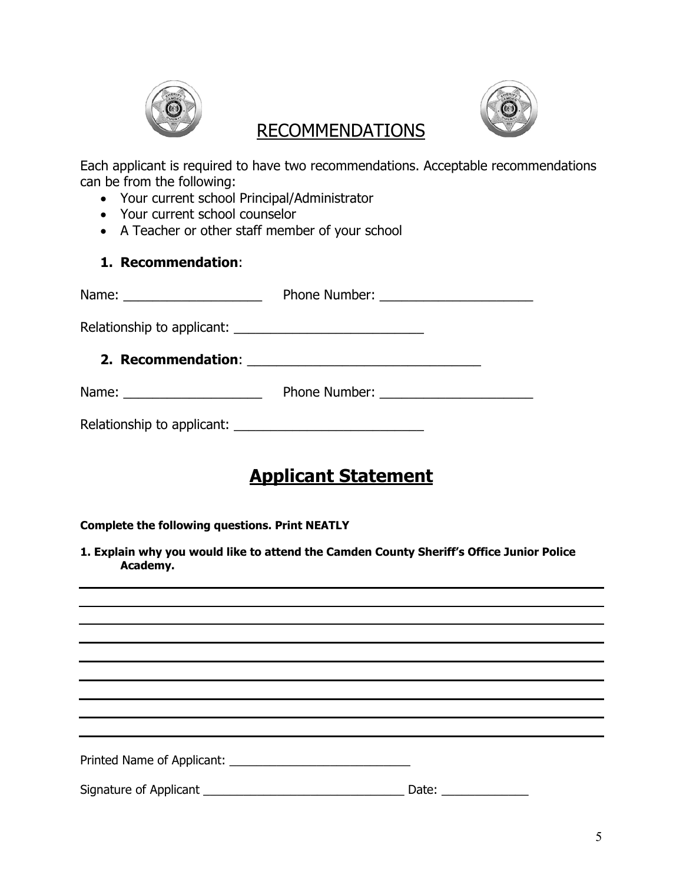# RECOMMENDATIONS

Each applicant is required to have two recommendations. Acceptable recommendations can be from the following:

- Your current school Principal/Administrator
- Your current school counselor
- A Teacher or other staff member of your school

**1. Recommendation**:

Name: ___________________ Phone Number: _____________________

Relationship to applicant: __________________________

**2. Recommendation**: ________________________________

Name: ___________________ Phone Number: _____________________

Relationship to applicant: __________________________

## Applicant Statement

**Complete the following questions. Print NEATLY**

**1. Explain why you would like to attend the Camden County Sheriff's Office Junior Police Academy.**

___________________________________________________________________________

___________________________________________________________________________

___________________________________________________________________________

___________________________________________________________________________

___________________________________________________________________________

___________________________________________________________________________

___________________________________________________________________________

___________________________________________________________________________

___________________________________________________________________________

Printed Name of Applicant: ___________________________

Signature of Applicant ______________________________ Date: _____________